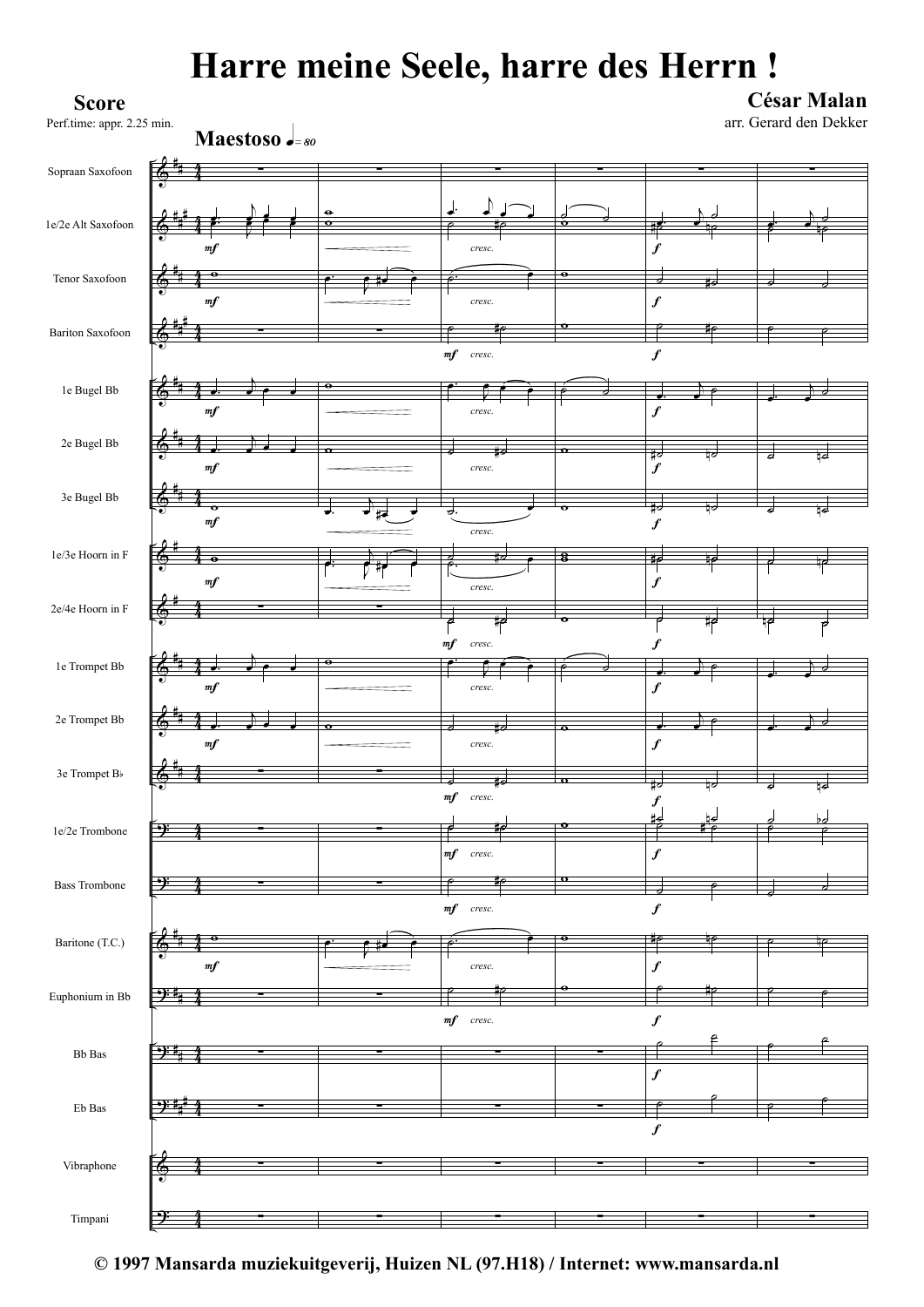# Harre meine Seele, harre des Herrn !

**Score**

Perf.time: appr. 2.25 min.

**César Malan**

arr. Gerard den Dekker

**Maestoso** ♩= 80

Sopraan Saxofoon

1e/2e Alt Saxofoon

Tenor Saxofoon

Bariton Saxofoon

1e Bugel Bb

2e Bugel Bb

3e Bugel Bb

1e/3e Hoorn in F

2e/4e Hoorn in F

1e Trompet Bb

2e Trompet Bb

3e Trompet B♭

1e/2e Trombone

Bass Trombone

Baritone (T.C.)

Euphonium in Bb

Bb Bas

Eb Bas

Vibraphone

Timpani

**© 1997 Mansarda muziekuitgeverij, Huizen NL (97.H18) / Internet: www.mansarda.nl**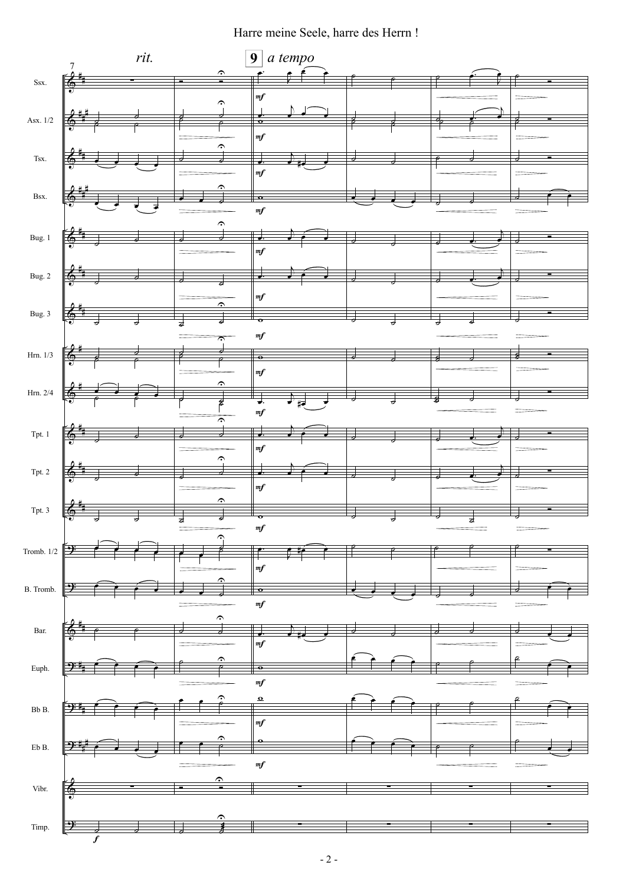Harre meine Seele, harre des Herrn !

*rit.*

**9** *a tempo*

Ssx.

Asx. 1/2

Tsx.

Bsx.

Bug. 1

Bug. 2

Bug. 3

Hrn. 1/3

Hrn. 2/4

Tpt. 1

Tpt. 2

Tpt. 3

Tromb. 1/2

B. Tromb.

Bar.

Euph.

Bb B.

Eb B.

Vibr.

Timp.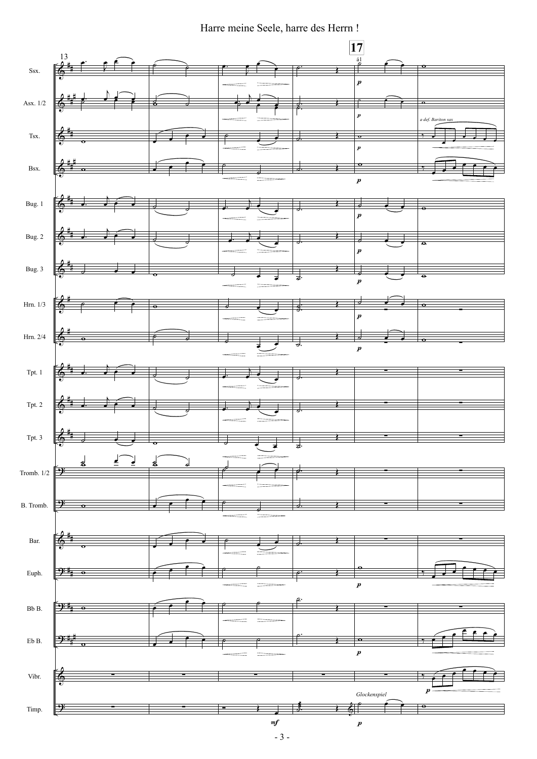# Harre meine Seele, harre des Herrn !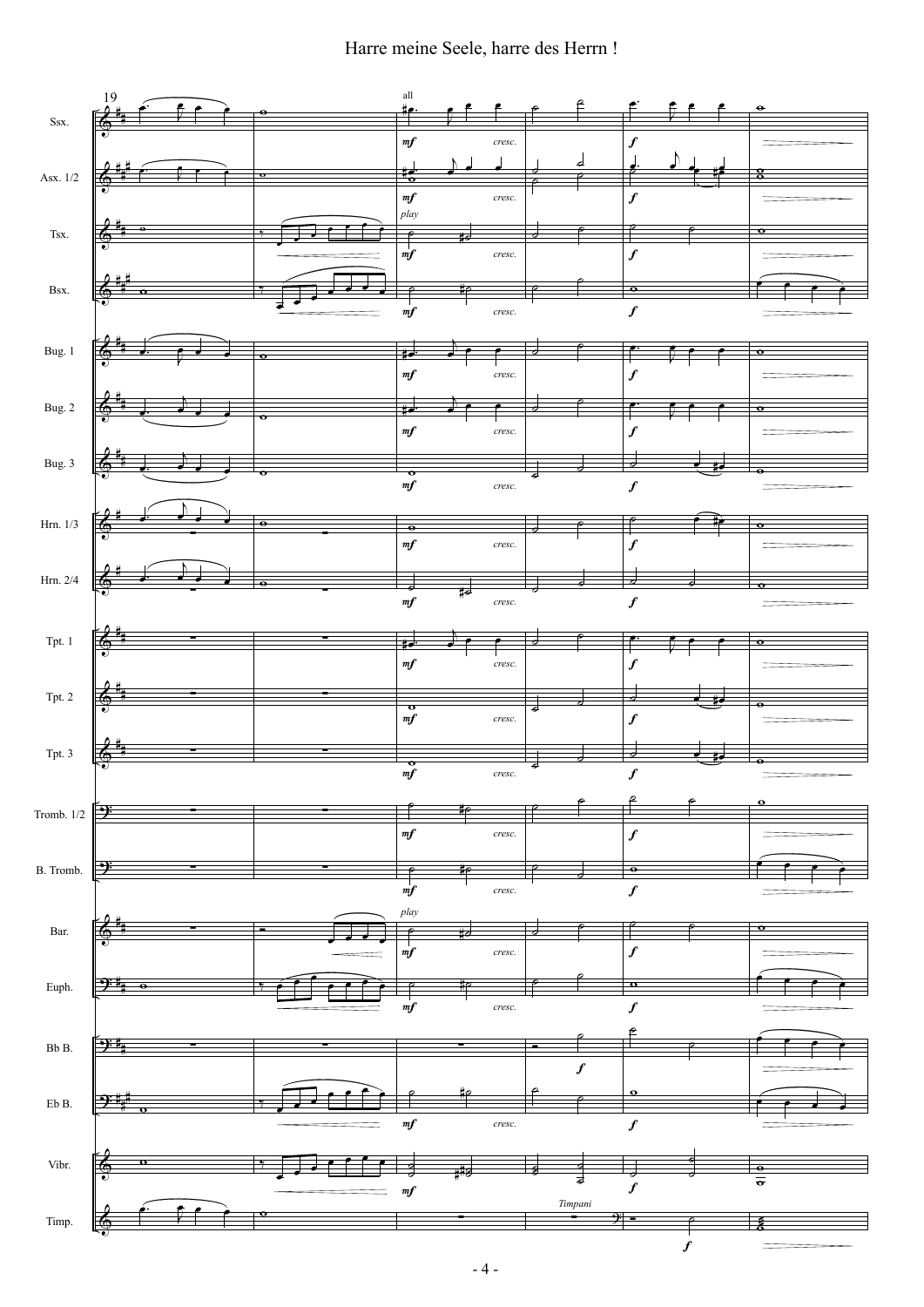Harre meine Seele, harre des Herrn !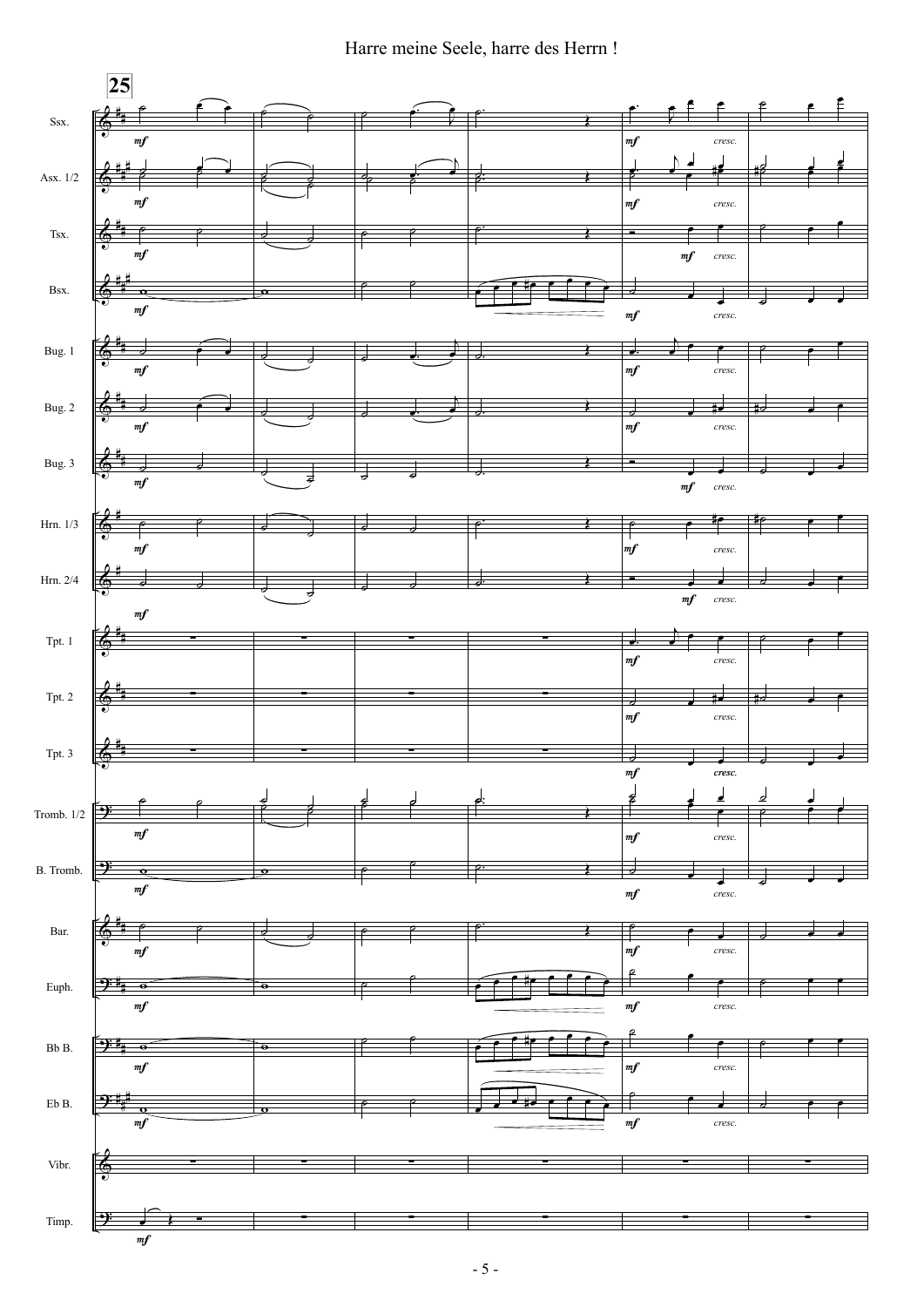Harre meine Seele, harre des Herrn !

25

Ssx.

Asx. 1/2

Tsx.

Bsx.

Bug. 1

Bug. 2

Bug. 3

Hrn. 1/3

Hrn. 2/4

Tpt. 1

Tpt. 2

Tpt. 3

Tromb. 1/2

B. Tromb.

Bar.

Euph.

Bb B.

Eb B.

Vibr.

Timp.

*mf* *cresc.*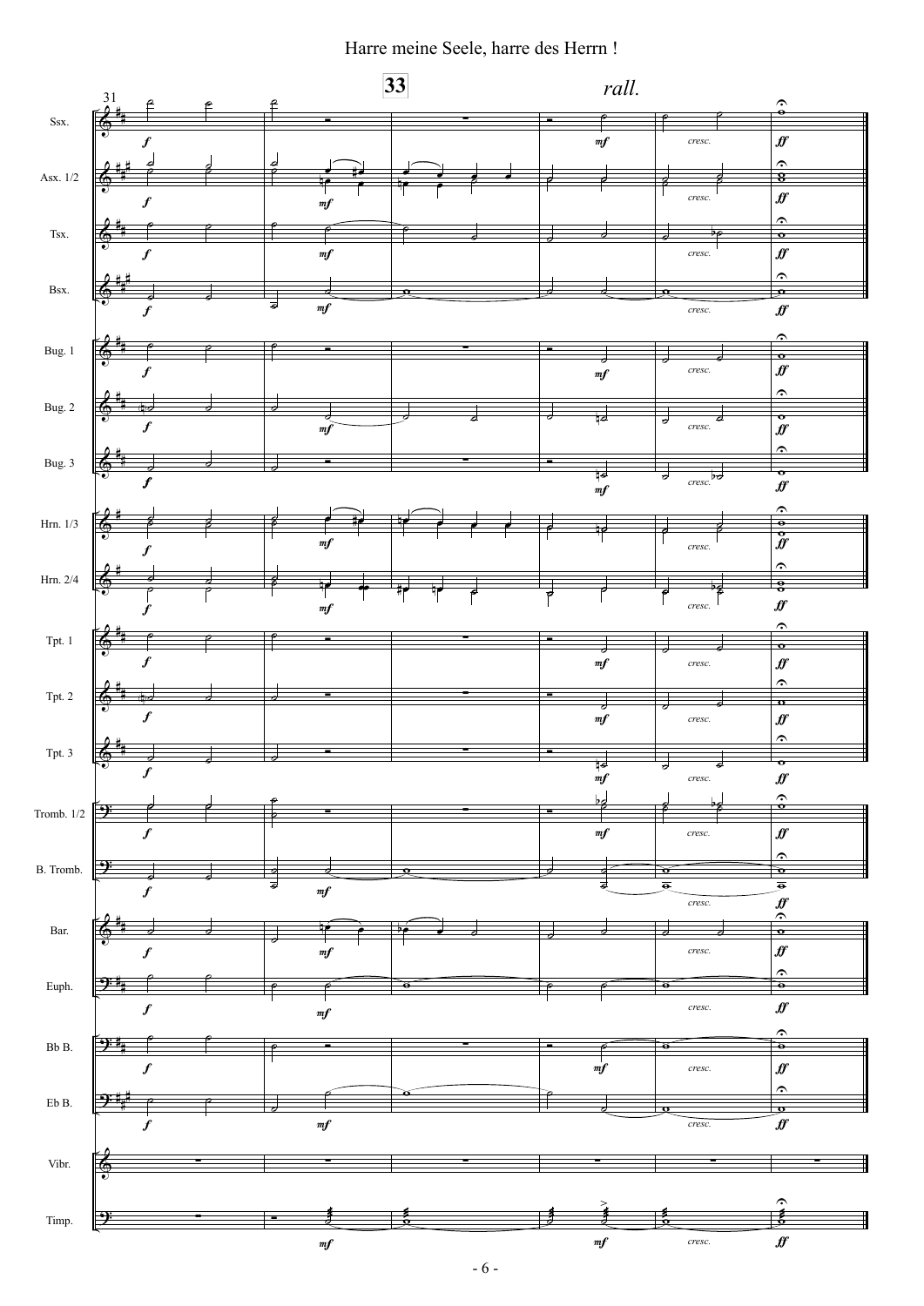# Harre meine Seele, harre des Herrn !